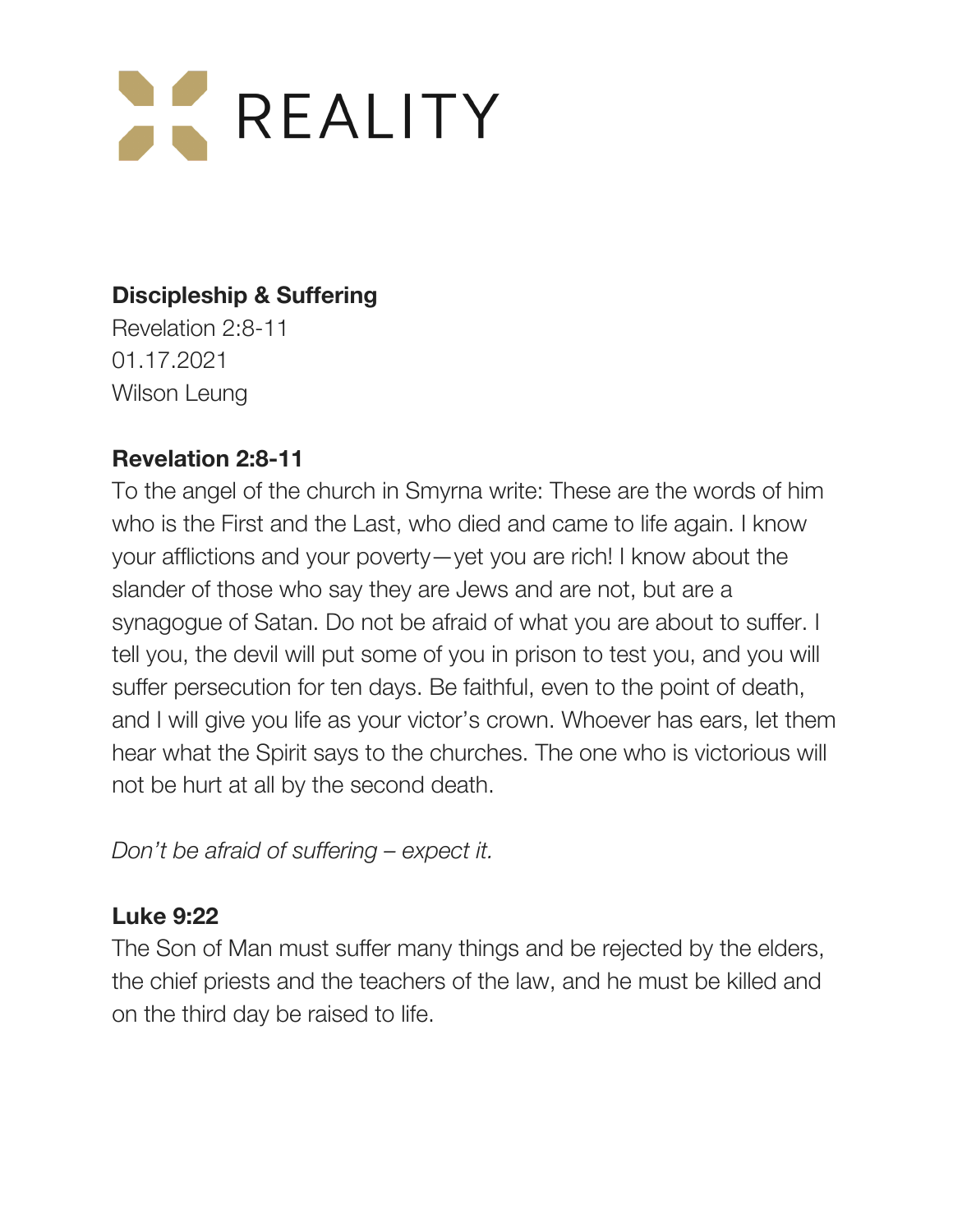# REALITY

**Discipleship & Suffering**
Revelation 2:8-11
01.17.2021
Wilson Leung

**Revelation 2:8-11**
To the angel of the church in Smyrna write: These are the words of him who is the First and the Last, who died and came to life again. I know your afflictions and your poverty—yet you are rich! I know about the slander of those who say they are Jews and are not, but are a synagogue of Satan. Do not be afraid of what you are about to suffer. I tell you, the devil will put some of you in prison to test you, and you will suffer persecution for ten days. Be faithful, even to the point of death, and I will give you life as your victor's crown. Whoever has ears, let them hear what the Spirit says to the churches. The one who is victorious will not be hurt at all by the second death.

*Don't be afraid of suffering – expect it.*

**Luke 9:22**
The Son of Man must suffer many things and be rejected by the elders, the chief priests and the teachers of the law, and he must be killed and on the third day be raised to life.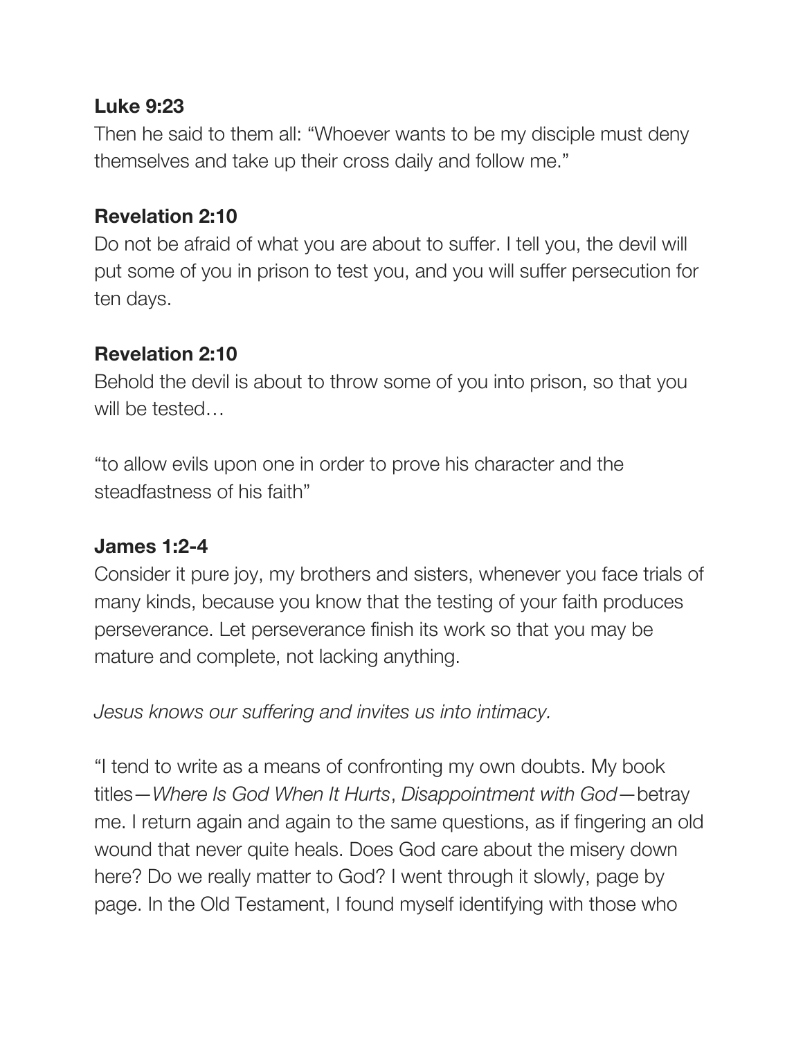**Luke 9:23**
Then he said to them all: "Whoever wants to be my disciple must deny themselves and take up their cross daily and follow me."

**Revelation 2:10**
Do not be afraid of what you are about to suffer. I tell you, the devil will put some of you in prison to test you, and you will suffer persecution for ten days.

**Revelation 2:10**
Behold the devil is about to throw some of you into prison, so that you will be tested…

"to allow evils upon one in order to prove his character and the steadfastness of his faith"

**James 1:2-4**
Consider it pure joy, my brothers and sisters, whenever you face trials of many kinds, because you know that the testing of your faith produces perseverance. Let perseverance finish its work so that you may be mature and complete, not lacking anything.

*Jesus knows our suffering and invites us into intimacy.*

"I tend to write as a means of confronting my own doubts. My book titles—*Where Is God When It Hurts*, *Disappointment with God*—betray me. I return again and again to the same questions, as if fingering an old wound that never quite heals. Does God care about the misery down here? Do we really matter to God? I went through it slowly, page by page. In the Old Testament, I found myself identifying with those who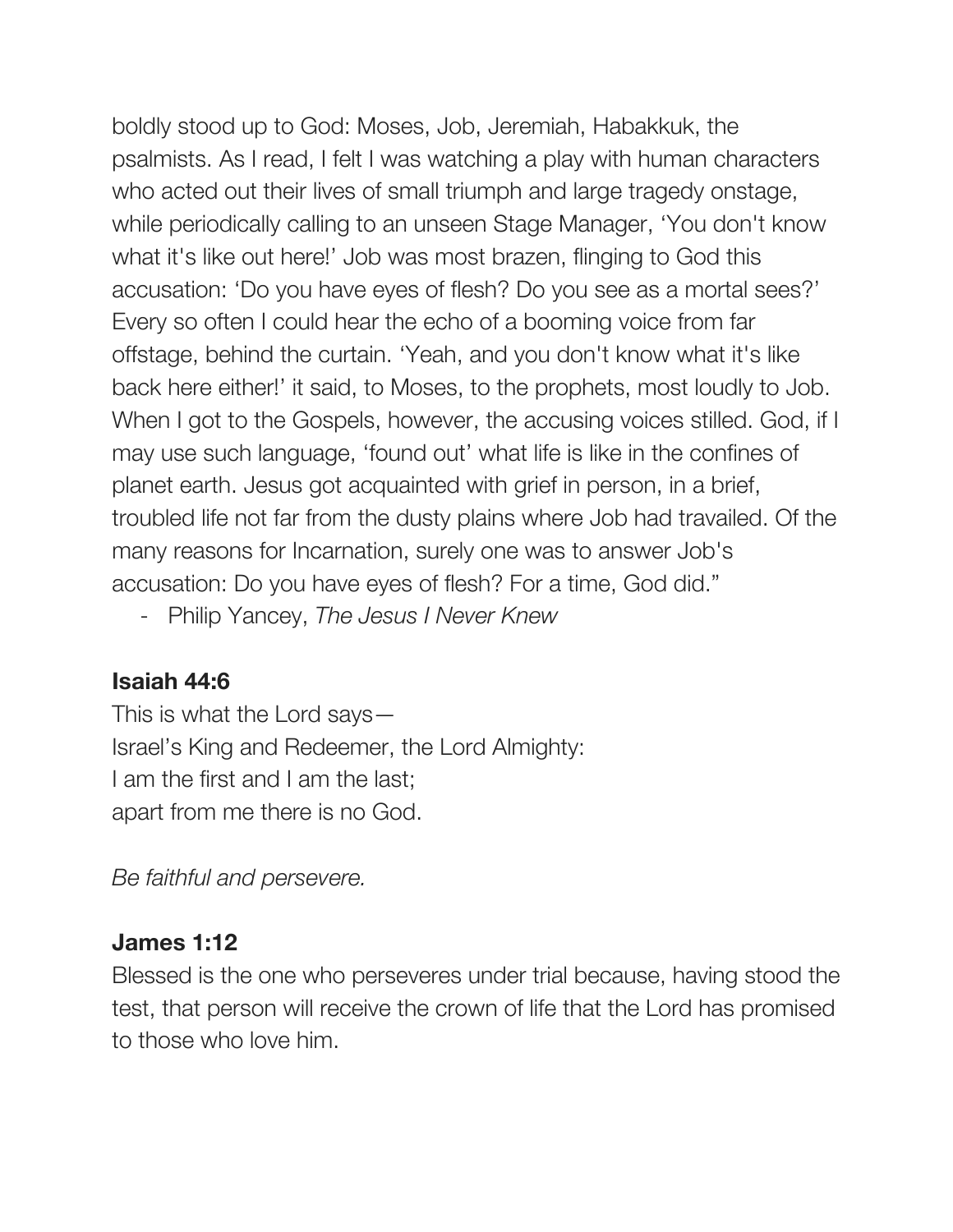boldly stood up to God: Moses, Job, Jeremiah, Habakkuk, the psalmists. As I read, I felt I was watching a play with human characters who acted out their lives of small triumph and large tragedy onstage, while periodically calling to an unseen Stage Manager, 'You don't know what it's like out here!' Job was most brazen, flinging to God this accusation: 'Do you have eyes of flesh? Do you see as a mortal sees?' Every so often I could hear the echo of a booming voice from far offstage, behind the curtain. 'Yeah, and you don't know what it's like back here either!' it said, to Moses, to the prophets, most loudly to Job. When I got to the Gospels, however, the accusing voices stilled. God, if I may use such language, 'found out' what life is like in the confines of planet earth. Jesus got acquainted with grief in person, in a brief, troubled life not far from the dusty plains where Job had travailed. Of the many reasons for Incarnation, surely one was to answer Job's accusation: Do you have eyes of flesh? For a time, God did."

- Philip Yancey, *The Jesus I Never Knew*

**Isaiah 44:6**

This is what the Lord says—
Israel's King and Redeemer, the Lord Almighty:
I am the first and I am the last;
apart from me there is no God.

*Be faithful and persevere.*

**James 1:12**

Blessed is the one who perseveres under trial because, having stood the test, that person will receive the crown of life that the Lord has promised to those who love him.